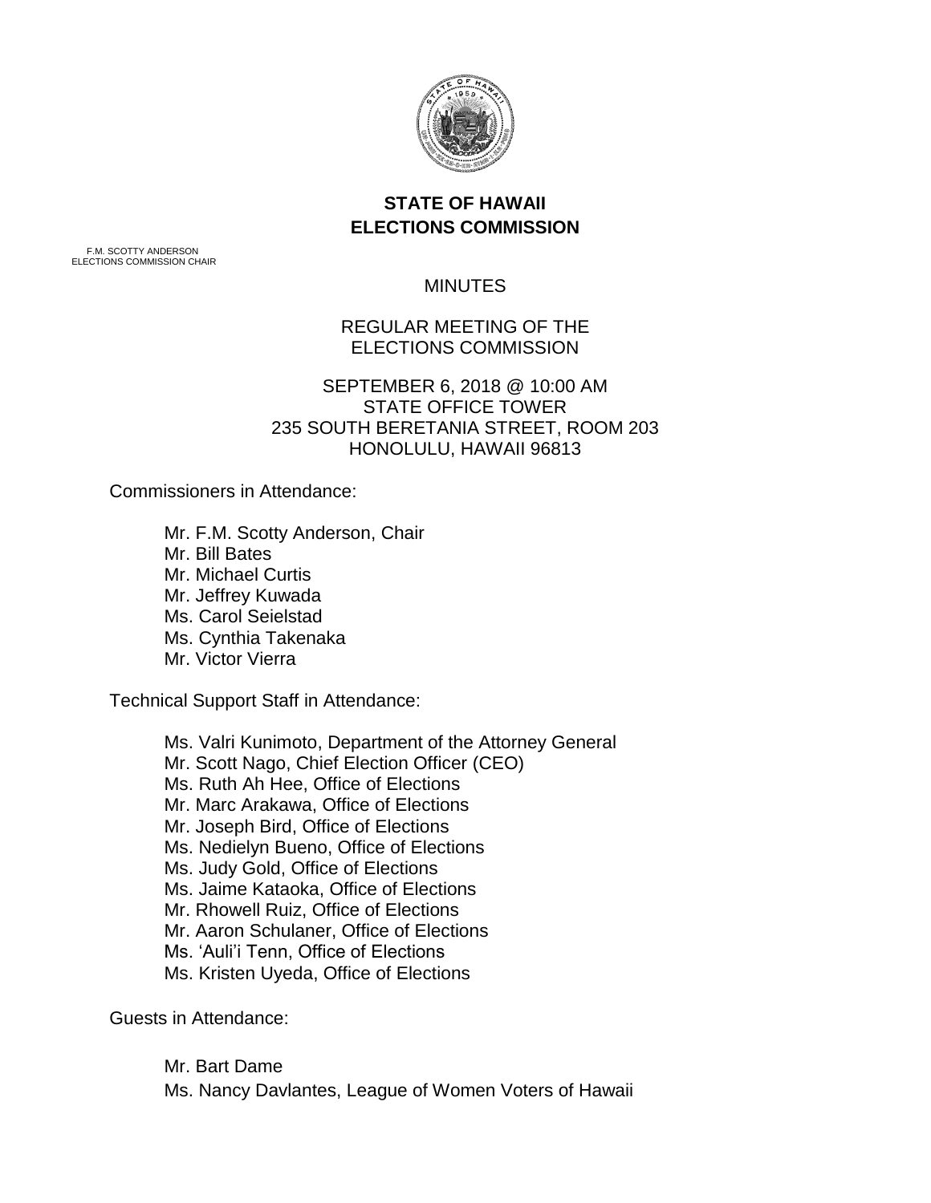**STATE OF HAWAII**
**ELECTIONS COMMISSION**

F.M. SCOTTY ANDERSON
ELECTIONS COMMISSION CHAIR

MINUTES

REGULAR MEETING OF THE
ELECTIONS COMMISSION

SEPTEMBER 6, 2018 @ 10:00 AM
STATE OFFICE TOWER
235 SOUTH BERETANIA STREET, ROOM 203
HONOLULU, HAWAII 96813

Commissioners in Attendance:

- Mr. F.M. Scotty Anderson, Chair
- Mr. Bill Bates
- Mr. Michael Curtis
- Mr. Jeffrey Kuwada
- Ms. Carol Seielstad
- Ms. Cynthia Takenaka
- Mr. Victor Vierra

Technical Support Staff in Attendance:

- Ms. Valri Kunimoto, Department of the Attorney General
- Mr. Scott Nago, Chief Election Officer (CEO)
- Ms. Ruth Ah Hee, Office of Elections
- Mr. Marc Arakawa, Office of Elections
- Mr. Joseph Bird, Office of Elections
- Ms. Nedielyn Bueno, Office of Elections
- Ms. Judy Gold, Office of Elections
- Ms. Jaime Kataoka, Office of Elections
- Mr. Rhowell Ruiz, Office of Elections
- Mr. Aaron Schulaner, Office of Elections
- Ms. 'Auli'i Tenn, Office of Elections
- Ms. Kristen Uyeda, Office of Elections

Guests in Attendance:

- Mr. Bart Dame
- Ms. Nancy Davlantes, League of Women Voters of Hawaii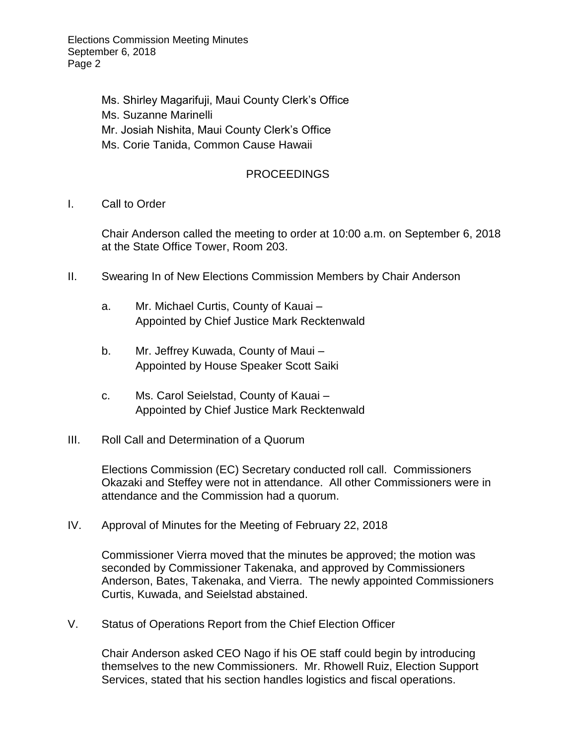Ms. Shirley Magarifuji, Maui County Clerk's Office
Ms. Suzanne Marinelli
Mr. Josiah Nishita, Maui County Clerk's Office
Ms. Corie Tanida, Common Cause Hawaii

## PROCEEDINGS

I. Call to Order

Chair Anderson called the meeting to order at 10:00 a.m. on September 6, 2018 at the State Office Tower, Room 203.

II. Swearing In of New Elections Commission Members by Chair Anderson

a. Mr. Michael Curtis, County of Kauai – Appointed by Chief Justice Mark Recktenwald

b. Mr. Jeffrey Kuwada, County of Maui – Appointed by House Speaker Scott Saiki

c. Ms. Carol Seielstad, County of Kauai – Appointed by Chief Justice Mark Recktenwald

III. Roll Call and Determination of a Quorum

Elections Commission (EC) Secretary conducted roll call. Commissioners Okazaki and Steffey were not in attendance. All other Commissioners were in attendance and the Commission had a quorum.

IV. Approval of Minutes for the Meeting of February 22, 2018

Commissioner Vierra moved that the minutes be approved; the motion was seconded by Commissioner Takenaka, and approved by Commissioners Anderson, Bates, Takenaka, and Vierra. The newly appointed Commissioners Curtis, Kuwada, and Seielstad abstained.

V. Status of Operations Report from the Chief Election Officer

Chair Anderson asked CEO Nago if his OE staff could begin by introducing themselves to the new Commissioners. Mr. Rhowell Ruiz, Election Support Services, stated that his section handles logistics and fiscal operations.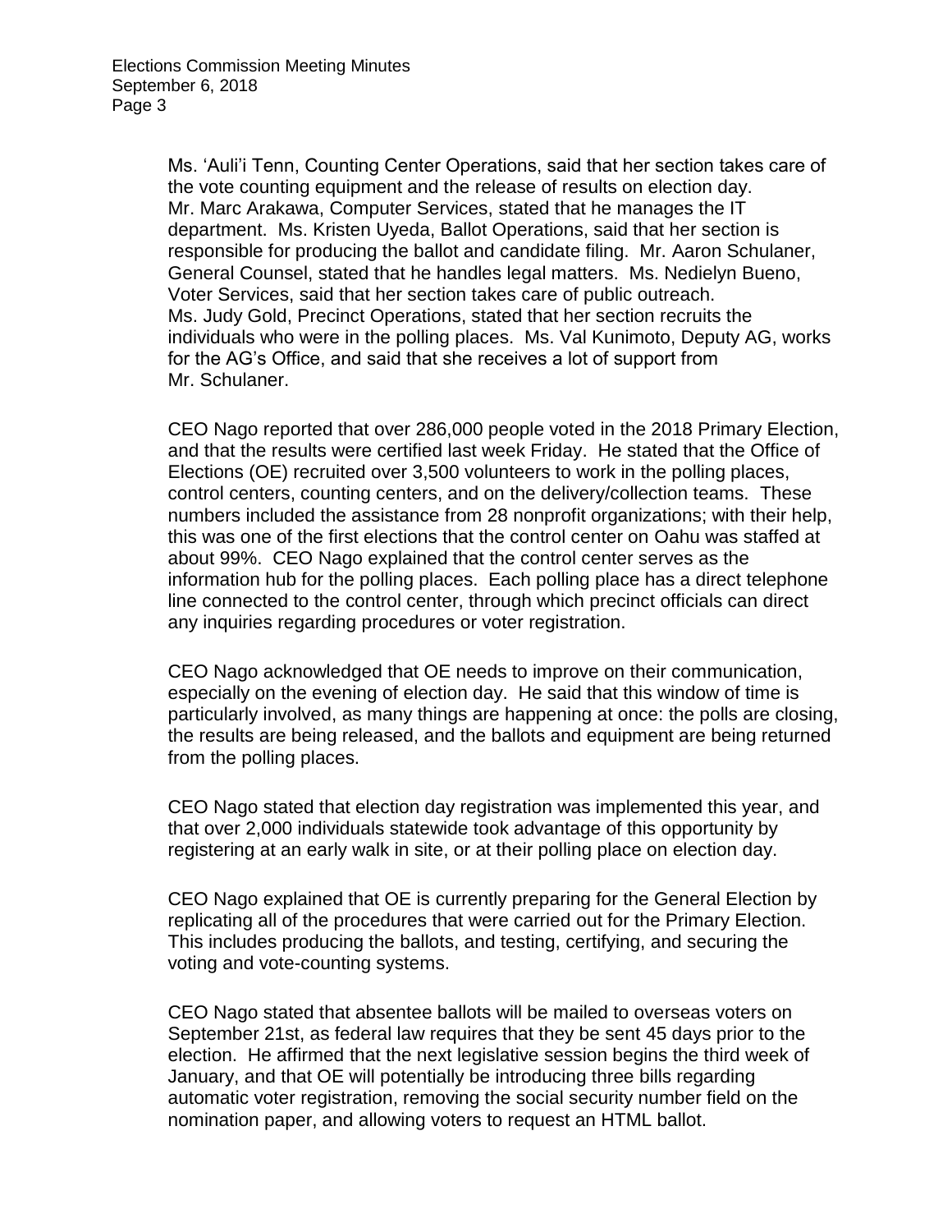Ms. 'Auli'i Tenn, Counting Center Operations, said that her section takes care of the vote counting equipment and the release of results on election day. Mr. Marc Arakawa, Computer Services, stated that he manages the IT department. Ms. Kristen Uyeda, Ballot Operations, said that her section is responsible for producing the ballot and candidate filing. Mr. Aaron Schulaner, General Counsel, stated that he handles legal matters. Ms. Nedielyn Bueno, Voter Services, said that her section takes care of public outreach. Ms. Judy Gold, Precinct Operations, stated that her section recruits the individuals who were in the polling places. Ms. Val Kunimoto, Deputy AG, works for the AG's Office, and said that she receives a lot of support from Mr. Schulaner.

CEO Nago reported that over 286,000 people voted in the 2018 Primary Election, and that the results were certified last week Friday. He stated that the Office of Elections (OE) recruited over 3,500 volunteers to work in the polling places, control centers, counting centers, and on the delivery/collection teams. These numbers included the assistance from 28 nonprofit organizations; with their help, this was one of the first elections that the control center on Oahu was staffed at about 99%. CEO Nago explained that the control center serves as the information hub for the polling places. Each polling place has a direct telephone line connected to the control center, through which precinct officials can direct any inquiries regarding procedures or voter registration.

CEO Nago acknowledged that OE needs to improve on their communication, especially on the evening of election day. He said that this window of time is particularly involved, as many things are happening at once: the polls are closing, the results are being released, and the ballots and equipment are being returned from the polling places.

CEO Nago stated that election day registration was implemented this year, and that over 2,000 individuals statewide took advantage of this opportunity by registering at an early walk in site, or at their polling place on election day.

CEO Nago explained that OE is currently preparing for the General Election by replicating all of the procedures that were carried out for the Primary Election. This includes producing the ballots, and testing, certifying, and securing the voting and vote-counting systems.

CEO Nago stated that absentee ballots will be mailed to overseas voters on September 21st, as federal law requires that they be sent 45 days prior to the election. He affirmed that the next legislative session begins the third week of January, and that OE will potentially be introducing three bills regarding automatic voter registration, removing the social security number field on the nomination paper, and allowing voters to request an HTML ballot.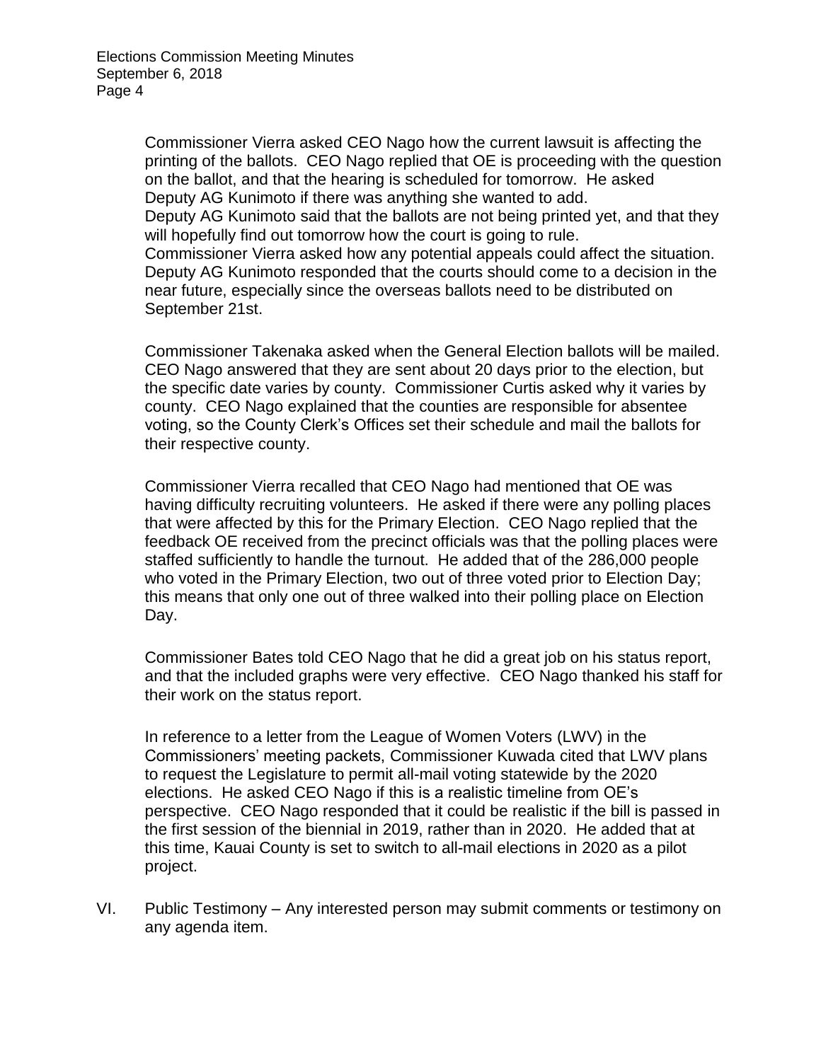Commissioner Vierra asked CEO Nago how the current lawsuit is affecting the printing of the ballots. CEO Nago replied that OE is proceeding with the question on the ballot, and that the hearing is scheduled for tomorrow. He asked Deputy AG Kunimoto if there was anything she wanted to add.
Deputy AG Kunimoto said that the ballots are not being printed yet, and that they will hopefully find out tomorrow how the court is going to rule.
Commissioner Vierra asked how any potential appeals could affect the situation. Deputy AG Kunimoto responded that the courts should come to a decision in the near future, especially since the overseas ballots need to be distributed on September 21st.

Commissioner Takenaka asked when the General Election ballots will be mailed. CEO Nago answered that they are sent about 20 days prior to the election, but the specific date varies by county. Commissioner Curtis asked why it varies by county. CEO Nago explained that the counties are responsible for absentee voting, so the County Clerk's Offices set their schedule and mail the ballots for their respective county.

Commissioner Vierra recalled that CEO Nago had mentioned that OE was having difficulty recruiting volunteers. He asked if there were any polling places that were affected by this for the Primary Election. CEO Nago replied that the feedback OE received from the precinct officials was that the polling places were staffed sufficiently to handle the turnout. He added that of the 286,000 people who voted in the Primary Election, two out of three voted prior to Election Day; this means that only one out of three walked into their polling place on Election Day.

Commissioner Bates told CEO Nago that he did a great job on his status report, and that the included graphs were very effective. CEO Nago thanked his staff for their work on the status report.

In reference to a letter from the League of Women Voters (LWV) in the Commissioners' meeting packets, Commissioner Kuwada cited that LWV plans to request the Legislature to permit all-mail voting statewide by the 2020 elections. He asked CEO Nago if this is a realistic timeline from OE's perspective. CEO Nago responded that it could be realistic if the bill is passed in the first session of the biennial in 2019, rather than in 2020. He added that at this time, Kauai County is set to switch to all-mail elections in 2020 as a pilot project.

VI. Public Testimony – Any interested person may submit comments or testimony on any agenda item.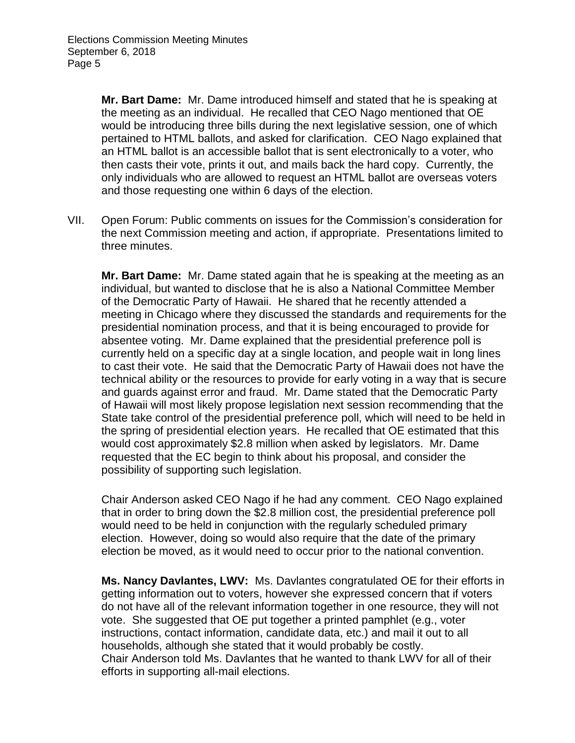**Mr. Bart Dame:** Mr. Dame introduced himself and stated that he is speaking at the meeting as an individual. He recalled that CEO Nago mentioned that OE would be introducing three bills during the next legislative session, one of which pertained to HTML ballots, and asked for clarification. CEO Nago explained that an HTML ballot is an accessible ballot that is sent electronically to a voter, who then casts their vote, prints it out, and mails back the hard copy. Currently, the only individuals who are allowed to request an HTML ballot are overseas voters and those requesting one within 6 days of the election.

VII. Open Forum: Public comments on issues for the Commission's consideration for the next Commission meeting and action, if appropriate. Presentations limited to three minutes.

**Mr. Bart Dame:** Mr. Dame stated again that he is speaking at the meeting as an individual, but wanted to disclose that he is also a National Committee Member of the Democratic Party of Hawaii. He shared that he recently attended a meeting in Chicago where they discussed the standards and requirements for the presidential nomination process, and that it is being encouraged to provide for absentee voting. Mr. Dame explained that the presidential preference poll is currently held on a specific day at a single location, and people wait in long lines to cast their vote. He said that the Democratic Party of Hawaii does not have the technical ability or the resources to provide for early voting in a way that is secure and guards against error and fraud. Mr. Dame stated that the Democratic Party of Hawaii will most likely propose legislation next session recommending that the State take control of the presidential preference poll, which will need to be held in the spring of presidential election years. He recalled that OE estimated that this would cost approximately $2.8 million when asked by legislators. Mr. Dame requested that the EC begin to think about his proposal, and consider the possibility of supporting such legislation.

Chair Anderson asked CEO Nago if he had any comment. CEO Nago explained that in order to bring down the $2.8 million cost, the presidential preference poll would need to be held in conjunction with the regularly scheduled primary election. However, doing so would also require that the date of the primary election be moved, as it would need to occur prior to the national convention.

**Ms. Nancy Davlantes, LWV:** Ms. Davlantes congratulated OE for their efforts in getting information out to voters, however she expressed concern that if voters do not have all of the relevant information together in one resource, they will not vote. She suggested that OE put together a printed pamphlet (e.g., voter instructions, contact information, candidate data, etc.) and mail it out to all households, although she stated that it would probably be costly.
Chair Anderson told Ms. Davlantes that he wanted to thank LWV for all of their efforts in supporting all-mail elections.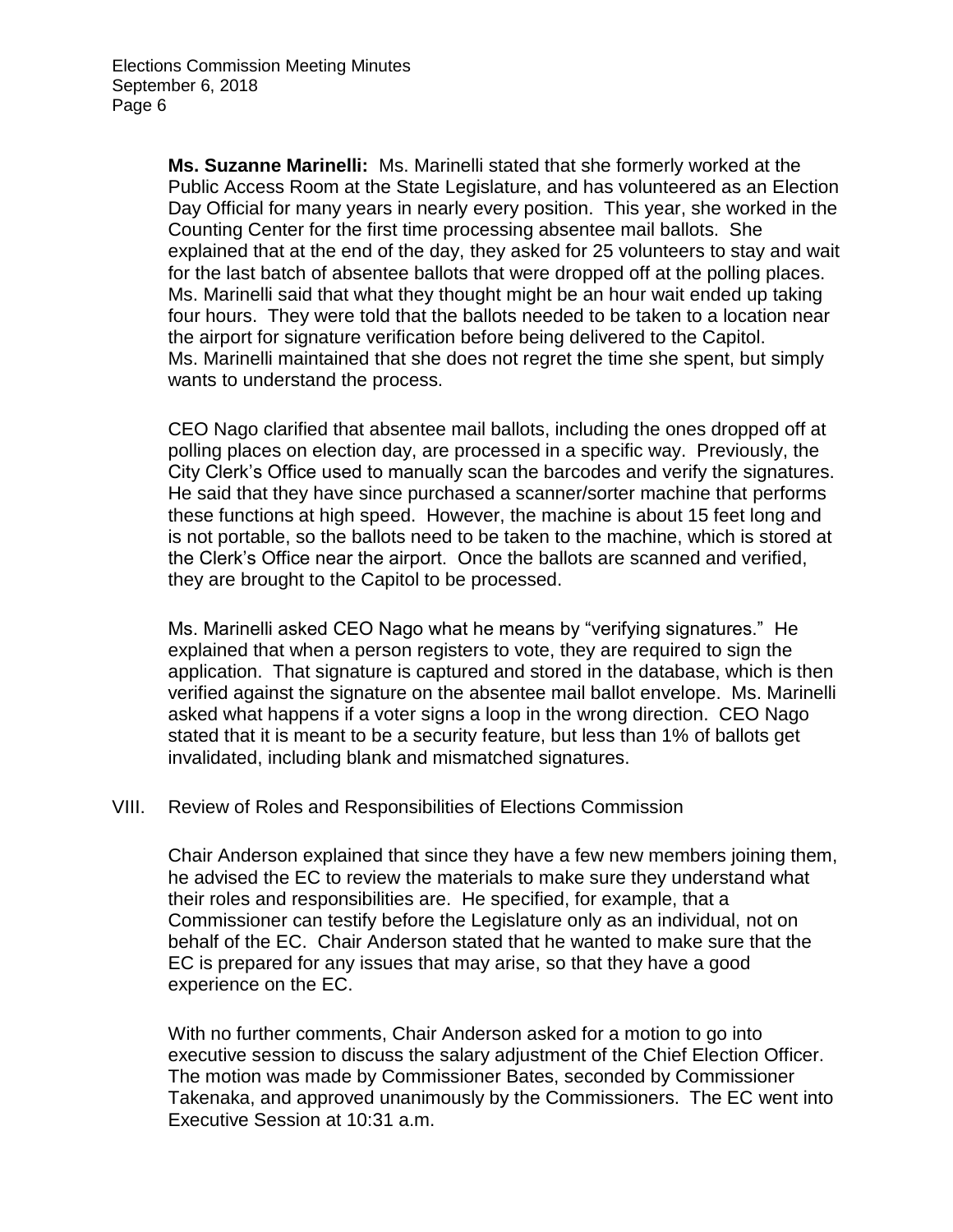**Ms. Suzanne Marinelli:** Ms. Marinelli stated that she formerly worked at the Public Access Room at the State Legislature, and has volunteered as an Election Day Official for many years in nearly every position. This year, she worked in the Counting Center for the first time processing absentee mail ballots. She explained that at the end of the day, they asked for 25 volunteers to stay and wait for the last batch of absentee ballots that were dropped off at the polling places. Ms. Marinelli said that what they thought might be an hour wait ended up taking four hours. They were told that the ballots needed to be taken to a location near the airport for signature verification before being delivered to the Capitol. Ms. Marinelli maintained that she does not regret the time she spent, but simply wants to understand the process.

CEO Nago clarified that absentee mail ballots, including the ones dropped off at polling places on election day, are processed in a specific way. Previously, the City Clerk's Office used to manually scan the barcodes and verify the signatures. He said that they have since purchased a scanner/sorter machine that performs these functions at high speed. However, the machine is about 15 feet long and is not portable, so the ballots need to be taken to the machine, which is stored at the Clerk's Office near the airport. Once the ballots are scanned and verified, they are brought to the Capitol to be processed.

Ms. Marinelli asked CEO Nago what he means by "verifying signatures." He explained that when a person registers to vote, they are required to sign the application. That signature is captured and stored in the database, which is then verified against the signature on the absentee mail ballot envelope. Ms. Marinelli asked what happens if a voter signs a loop in the wrong direction. CEO Nago stated that it is meant to be a security feature, but less than 1% of ballots get invalidated, including blank and mismatched signatures.

VIII. Review of Roles and Responsibilities of Elections Commission

Chair Anderson explained that since they have a few new members joining them, he advised the EC to review the materials to make sure they understand what their roles and responsibilities are. He specified, for example, that a Commissioner can testify before the Legislature only as an individual, not on behalf of the EC. Chair Anderson stated that he wanted to make sure that the EC is prepared for any issues that may arise, so that they have a good experience on the EC.

With no further comments, Chair Anderson asked for a motion to go into executive session to discuss the salary adjustment of the Chief Election Officer. The motion was made by Commissioner Bates, seconded by Commissioner Takenaka, and approved unanimously by the Commissioners. The EC went into Executive Session at 10:31 a.m.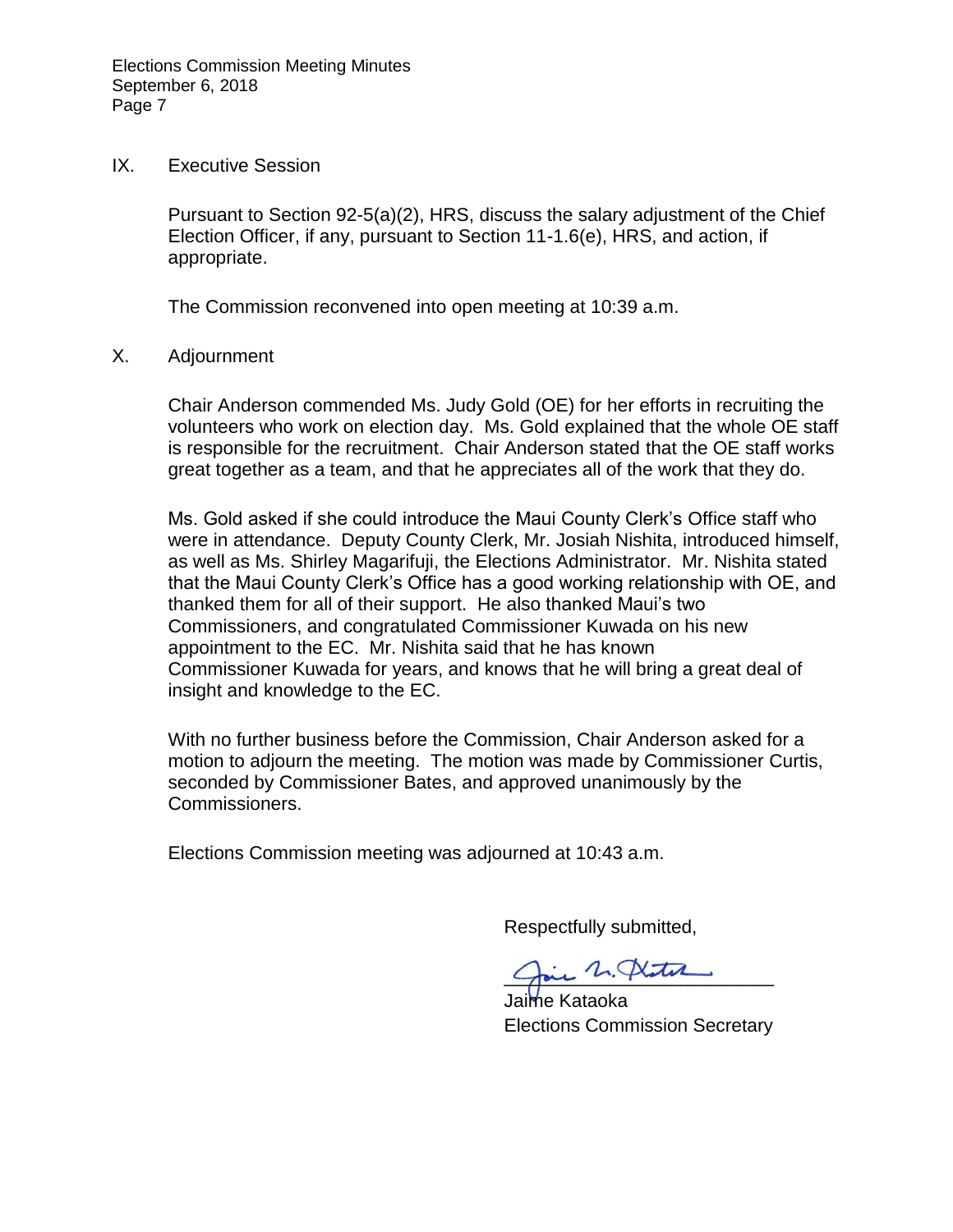## IX. Executive Session

Pursuant to Section 92-5(a)(2), HRS, discuss the salary adjustment of the Chief Election Officer, if any, pursuant to Section 11-1.6(e), HRS, and action, if appropriate.

The Commission reconvened into open meeting at 10:39 a.m.

## X. Adjournment

Chair Anderson commended Ms. Judy Gold (OE) for her efforts in recruiting the volunteers who work on election day. Ms. Gold explained that the whole OE staff is responsible for the recruitment. Chair Anderson stated that the OE staff works great together as a team, and that he appreciates all of the work that they do.

Ms. Gold asked if she could introduce the Maui County Clerk's Office staff who were in attendance. Deputy County Clerk, Mr. Josiah Nishita, introduced himself, as well as Ms. Shirley Magarifuji, the Elections Administrator. Mr. Nishita stated that the Maui County Clerk's Office has a good working relationship with OE, and thanked them for all of their support. He also thanked Maui's two Commissioners, and congratulated Commissioner Kuwada on his new appointment to the EC. Mr. Nishita said that he has known Commissioner Kuwada for years, and knows that he will bring a great deal of insight and knowledge to the EC.

With no further business before the Commission, Chair Anderson asked for a motion to adjourn the meeting. The motion was made by Commissioner Curtis, seconded by Commissioner Bates, and approved unanimously by the Commissioners.

Elections Commission meeting was adjourned at 10:43 a.m.

Respectfully submitted,

Jaime Kataoka
Elections Commission Secretary